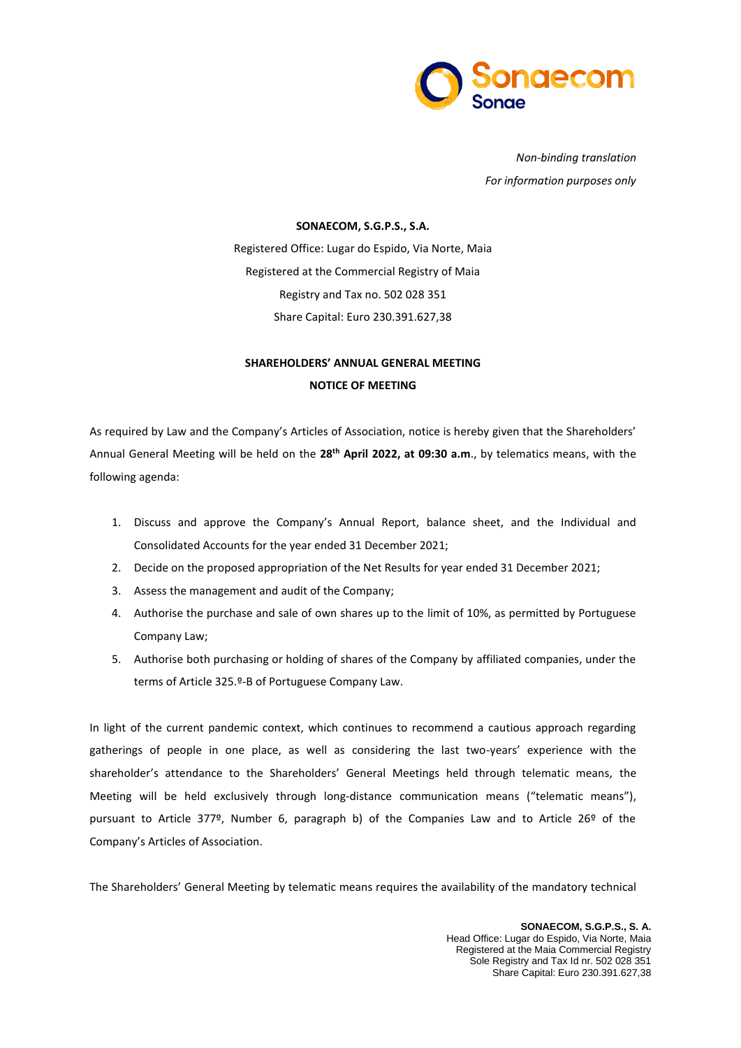*Non-binding translation*
*For information purposes only*

**SONAECOM, S.G.P.S., S.A.**

Registered Office: Lugar do Espido, Via Norte, Maia

Registered at the Commercial Registry of Maia

Registry and Tax no. 502 028 351

Share Capital: Euro 230.391.627,38

## SHAREHOLDERS' ANNUAL GENERAL MEETING

## NOTICE OF MEETING

As required by Law and the Company's Articles of Association, notice is hereby given that the Shareholders' Annual General Meeting will be held on the **28th April 2022, at 09:30 a.m**., by telematics means, with the following agenda:

1. Discuss and approve the Company's Annual Report, balance sheet, and the Individual and Consolidated Accounts for the year ended 31 December 2021;
2. Decide on the proposed appropriation of the Net Results for year ended 31 December 2021;
3. Assess the management and audit of the Company;
4. Authorise the purchase and sale of own shares up to the limit of 10%, as permitted by Portuguese Company Law;
5. Authorise both purchasing or holding of shares of the Company by affiliated companies, under the terms of Article 325.º-B of Portuguese Company Law.

In light of the current pandemic context, which continues to recommend a cautious approach regarding gatherings of people in one place, as well as considering the last two-years' experience with the shareholder's attendance to the Shareholders' General Meetings held through telematic means, the Meeting will be held exclusively through long-distance communication means ("telematic means"), pursuant to Article 377º, Number 6, paragraph b) of the Companies Law and to Article 26º of the Company's Articles of Association.

The Shareholders' General Meeting by telematic means requires the availability of the mandatory technical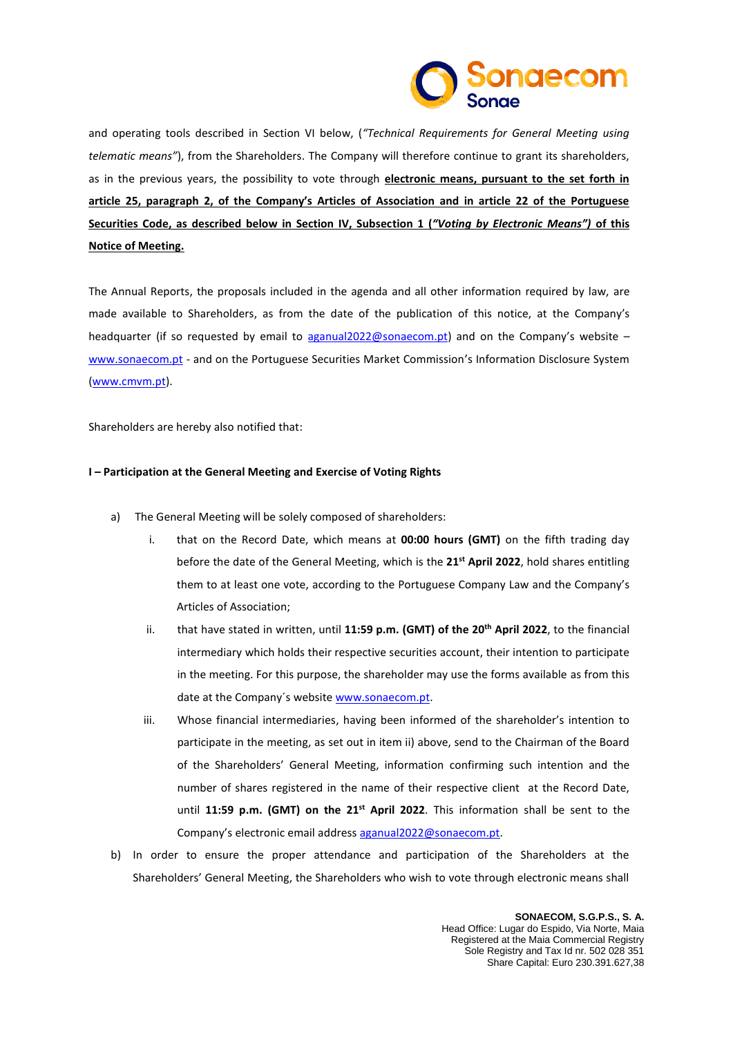and operating tools described in Section VI below, (*"Technical Requirements for General Meeting using telematic means"*), from the Shareholders. The Company will therefore continue to grant its shareholders, as in the previous years, the possibility to vote through **electronic means, pursuant to the set forth in article 25, paragraph 2, of the Company's Articles of Association and in article 22 of the Portuguese Securities Code, as described below in Section IV, Subsection 1 (*"Voting by Electronic Means"*) of this Notice of Meeting.**

The Annual Reports, the proposals included in the agenda and all other information required by law, are made available to Shareholders, as from the date of the publication of this notice, at the Company's headquarter (if so requested by email to aganual2022@sonaecom.pt) and on the Company's website – www.sonaecom.pt - and on the Portuguese Securities Market Commission's Information Disclosure System (www.cmvm.pt).

Shareholders are hereby also notified that:

**I – Participation at the General Meeting and Exercise of Voting Rights**

a) The General Meeting will be solely composed of shareholders:

   i. that on the Record Date, which means at **00:00 hours (GMT)** on the fifth trading day before the date of the General Meeting, which is the **21st April 2022**, hold shares entitling them to at least one vote, according to the Portuguese Company Law and the Company's Articles of Association;

   ii. that have stated in written, until **11:59 p.m. (GMT) of the 20th April 2022**, to the financial intermediary which holds their respective securities account, their intention to participate in the meeting. For this purpose, the shareholder may use the forms available as from this date at the Company´s website www.sonaecom.pt.

   iii. Whose financial intermediaries, having been informed of the shareholder's intention to participate in the meeting, as set out in item ii) above, send to the Chairman of the Board of the Shareholders' General Meeting, information confirming such intention and the number of shares registered in the name of their respective client at the Record Date, until **11:59 p.m. (GMT) on the 21st April 2022**. This information shall be sent to the Company's electronic email address aganual2022@sonaecom.pt.

b) In order to ensure the proper attendance and participation of the Shareholders at the Shareholders' General Meeting, the Shareholders who wish to vote through electronic means shall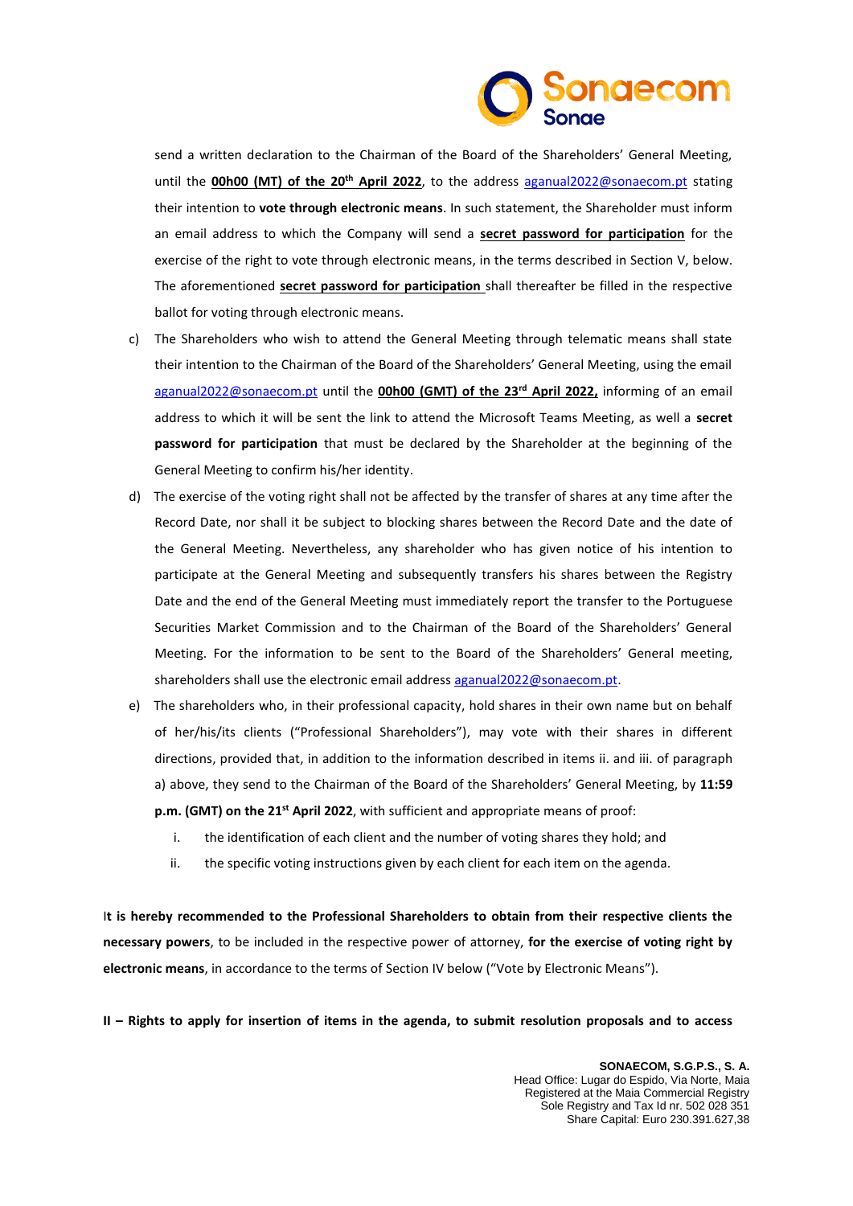send a written declaration to the Chairman of the Board of the Shareholders' General Meeting, until the **00h00 (MT) of the 20th April 2022**, to the address aganual2022@sonaecom.pt stating their intention to **vote through electronic means**. In such statement, the Shareholder must inform an email address to which the Company will send a **secret password for participation** for the exercise of the right to vote through electronic means, in the terms described in Section V, below. The aforementioned **secret password for participation** shall thereafter be filled in the respective ballot for voting through electronic means.

c) The Shareholders who wish to attend the General Meeting through telematic means shall state their intention to the Chairman of the Board of the Shareholders' General Meeting, using the email aganual2022@sonaecom.pt until the **00h00 (GMT) of the 23rd April 2022,** informing of an email address to which it will be sent the link to attend the Microsoft Teams Meeting, as well a **secret password for participation** that must be declared by the Shareholder at the beginning of the General Meeting to confirm his/her identity.

d) The exercise of the voting right shall not be affected by the transfer of shares at any time after the Record Date, nor shall it be subject to blocking shares between the Record Date and the date of the General Meeting. Nevertheless, any shareholder who has given notice of his intention to participate at the General Meeting and subsequently transfers his shares between the Registry Date and the end of the General Meeting must immediately report the transfer to the Portuguese Securities Market Commission and to the Chairman of the Board of the Shareholders' General Meeting. For the information to be sent to the Board of the Shareholders' General meeting, shareholders shall use the electronic email address aganual2022@sonaecom.pt.

e) The shareholders who, in their professional capacity, hold shares in their own name but on behalf of her/his/its clients ("Professional Shareholders"), may vote with their shares in different directions, provided that, in addition to the information described in items ii. and iii. of paragraph a) above, they send to the Chairman of the Board of the Shareholders' General Meeting, by **11:59 p.m. (GMT) on the 21st April 2022**, with sufficient and appropriate means of proof:

   i. the identification of each client and the number of voting shares they hold; and

   ii. the specific voting instructions given by each client for each item on the agenda.

**It is hereby recommended to the Professional Shareholders to obtain from their respective clients the necessary powers**, to be included in the respective power of attorney, **for the exercise of voting right by electronic means**, in accordance to the terms of Section IV below ("Vote by Electronic Means").

**II – Rights to apply for insertion of items in the agenda, to submit resolution proposals and to access**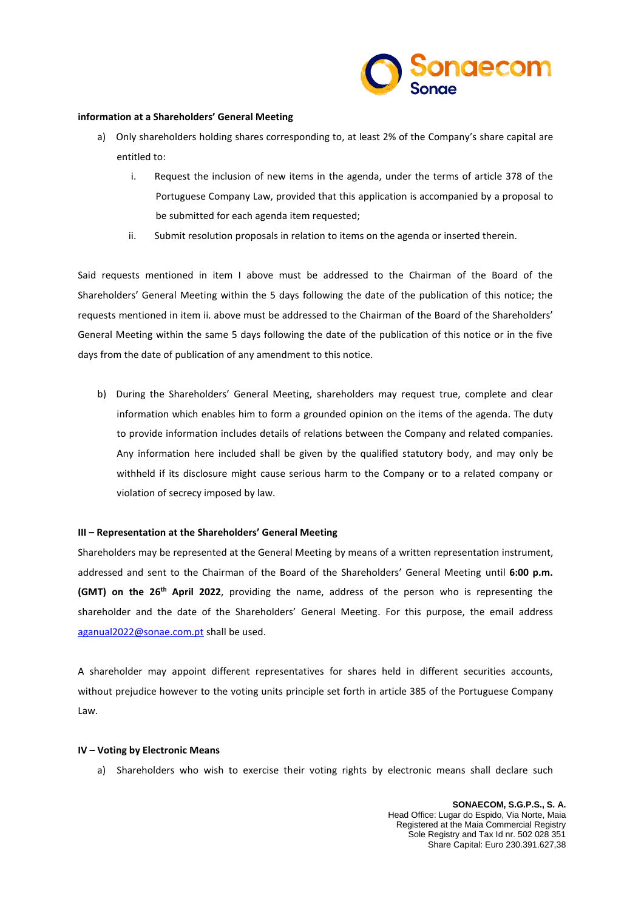**information at a Shareholders' General Meeting**

a) Only shareholders holding shares corresponding to, at least 2% of the Company's share capital are entitled to:

   i. Request the inclusion of new items in the agenda, under the terms of article 378 of the Portuguese Company Law, provided that this application is accompanied by a proposal to be submitted for each agenda item requested;

   ii. Submit resolution proposals in relation to items on the agenda or inserted therein.

Said requests mentioned in item I above must be addressed to the Chairman of the Board of the Shareholders' General Meeting within the 5 days following the date of the publication of this notice; the requests mentioned in item ii. above must be addressed to the Chairman of the Board of the Shareholders' General Meeting within the same 5 days following the date of the publication of this notice or in the five days from the date of publication of any amendment to this notice.

b) During the Shareholders' General Meeting, shareholders may request true, complete and clear information which enables him to form a grounded opinion on the items of the agenda. The duty to provide information includes details of relations between the Company and related companies. Any information here included shall be given by the qualified statutory body, and may only be withheld if its disclosure might cause serious harm to the Company or to a related company or violation of secrecy imposed by law.

**III – Representation at the Shareholders' General Meeting**

Shareholders may be represented at the General Meeting by means of a written representation instrument, addressed and sent to the Chairman of the Board of the Shareholders' General Meeting until **6:00 p.m. (GMT) on the 26th April 2022**, providing the name, address of the person who is representing the shareholder and the date of the Shareholders' General Meeting. For this purpose, the email address aganual2022@sonae.com.pt shall be used.

A shareholder may appoint different representatives for shares held in different securities accounts, without prejudice however to the voting units principle set forth in article 385 of the Portuguese Company Law.

**IV – Voting by Electronic Means**

a) Shareholders who wish to exercise their voting rights by electronic means shall declare such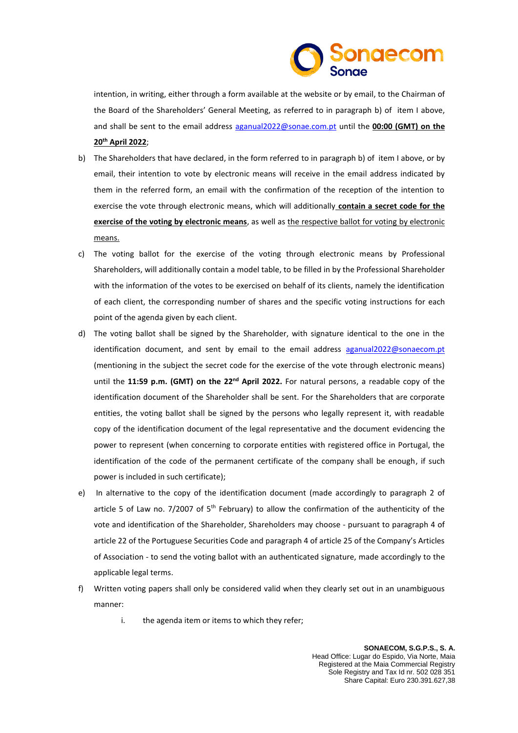intention, in writing, either through a form available at the website or by email, to the Chairman of the Board of the Shareholders' General Meeting, as referred to in paragraph b) of item I above, and shall be sent to the email address aganual2022@sonae.com.pt until the **00:00 (GMT) on the 20th April 2022**;

b) The Shareholders that have declared, in the form referred to in paragraph b) of item I above, or by email, their intention to vote by electronic means will receive in the email address indicated by them in the referred form, an email with the confirmation of the reception of the intention to exercise the vote through electronic means, which will additionally **contain a secret code for the exercise of the voting by electronic means**, as well as the respective ballot for voting by electronic means.

c) The voting ballot for the exercise of the voting through electronic means by Professional Shareholders, will additionally contain a model table, to be filled in by the Professional Shareholder with the information of the votes to be exercised on behalf of its clients, namely the identification of each client, the corresponding number of shares and the specific voting instructions for each point of the agenda given by each client.

d) The voting ballot shall be signed by the Shareholder, with signature identical to the one in the identification document, and sent by email to the email address aganual2022@sonaecom.pt (mentioning in the subject the secret code for the exercise of the vote through electronic means) until the **11:59 p.m. (GMT) on the 22nd April 2022.** For natural persons, a readable copy of the identification document of the Shareholder shall be sent. For the Shareholders that are corporate entities, the voting ballot shall be signed by the persons who legally represent it, with readable copy of the identification document of the legal representative and the document evidencing the power to represent (when concerning to corporate entities with registered office in Portugal, the identification of the code of the permanent certificate of the company shall be enough, if such power is included in such certificate);

e) In alternative to the copy of the identification document (made accordingly to paragraph 2 of article 5 of Law no. 7/2007 of 5th February) to allow the confirmation of the authenticity of the vote and identification of the Shareholder, Shareholders may choose - pursuant to paragraph 4 of article 22 of the Portuguese Securities Code and paragraph 4 of article 25 of the Company's Articles of Association - to send the voting ballot with an authenticated signature, made accordingly to the applicable legal terms.

f) Written voting papers shall only be considered valid when they clearly set out in an unambiguous manner:

    i. the agenda item or items to which they refer;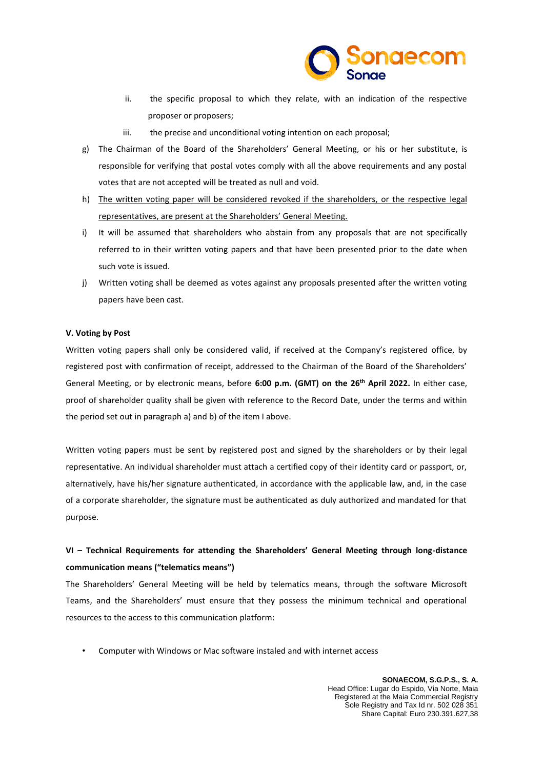ii. the specific proposal to which they relate, with an indication of the respective proposer or proposers;

   iii. the precise and unconditional voting intention on each proposal;

g) The Chairman of the Board of the Shareholders' General Meeting, or his or her substitute, is responsible for verifying that postal votes comply with all the above requirements and any postal votes that are not accepted will be treated as null and void.

h) <u>The written voting paper will be considered revoked if the shareholders, or the respective legal representatives, are present at the Shareholders' General Meeting.</u>

i) It will be assumed that shareholders who abstain from any proposals that are not specifically referred to in their written voting papers and that have been presented prior to the date when such vote is issued.

j) Written voting shall be deemed as votes against any proposals presented after the written voting papers have been cast.

**V. Voting by Post**

Written voting papers shall only be considered valid, if received at the Company's registered office, by registered post with confirmation of receipt, addressed to the Chairman of the Board of the Shareholders' General Meeting, or by electronic means, before **6:00 p.m. (GMT) on the 26th April 2022.** In either case, proof of shareholder quality shall be given with reference to the Record Date, under the terms and within the period set out in paragraph a) and b) of the item I above.

Written voting papers must be sent by registered post and signed by the shareholders or by their legal representative. An individual shareholder must attach a certified copy of their identity card or passport, or, alternatively, have his/her signature authenticated, in accordance with the applicable law, and, in the case of a corporate shareholder, the signature must be authenticated as duly authorized and mandated for that purpose.

**VI – Technical Requirements for attending the Shareholders' General Meeting through long-distance communication means ("telematics means")**

The Shareholders' General Meeting will be held by telematics means, through the software Microsoft Teams, and the Shareholders' must ensure that they possess the minimum technical and operational resources to the access to this communication platform:

- Computer with Windows or Mac software instaled and with internet access

**SONAECOM, S.G.P.S., S. A.**
Head Office: Lugar do Espido, Via Norte, Maia
Registered at the Maia Commercial Registry
Sole Registry and Tax Id nr. 502 028 351
Share Capital: Euro 230.391.627,38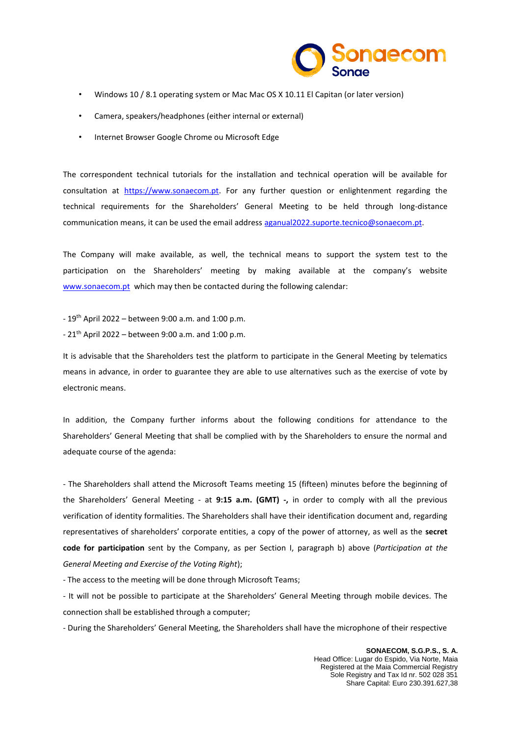- Windows 10 / 8.1 operating system or Mac Mac OS X 10.11 El Capitan (or later version)
- Camera, speakers/headphones (either internal or external)
- Internet Browser Google Chrome ou Microsoft Edge

The correspondent technical tutorials for the installation and technical operation will be available for consultation at [https://www.sonaecom.pt](https://www.sonaecom.pt). For any further question or enlightenment regarding the technical requirements for the Shareholders' General Meeting to be held through long-distance communication means, it can be used the email address [aganual2022.suporte.tecnico@sonaecom.pt](mailto:aganual2022.suporte.tecnico@sonaecom.pt).

The Company will make available, as well, the technical means to support the system test to the participation on the Shareholders' meeting by making available at the company's website [www.sonaecom.pt](http://www.sonaecom.pt) which may then be contacted during the following calendar:

- 19th April 2022 – between 9:00 a.m. and 1:00 p.m.
- 21th April 2022 – between 9:00 a.m. and 1:00 p.m.

It is advisable that the Shareholders test the platform to participate in the General Meeting by telematics means in advance, in order to guarantee they are able to use alternatives such as the exercise of vote by electronic means.

In addition, the Company further informs about the following conditions for attendance to the Shareholders' General Meeting that shall be complied with by the Shareholders to ensure the normal and adequate course of the agenda:

- The Shareholders shall attend the Microsoft Teams meeting 15 (fifteen) minutes before the beginning of the Shareholders' General Meeting - at **9:15 a.m. (GMT) -,** in order to comply with all the previous verification of identity formalities. The Shareholders shall have their identification document and, regarding representatives of shareholders' corporate entities, a copy of the power of attorney, as well as the **secret code for participation** sent by the Company, as per Section I, paragraph b) above (*Participation at the General Meeting and Exercise of the Voting Right*);
- The access to the meeting will be done through Microsoft Teams;
- It will not be possible to participate at the Shareholders' General Meeting through mobile devices. The connection shall be established through a computer;
- During the Shareholders' General Meeting, the Shareholders shall have the microphone of their respective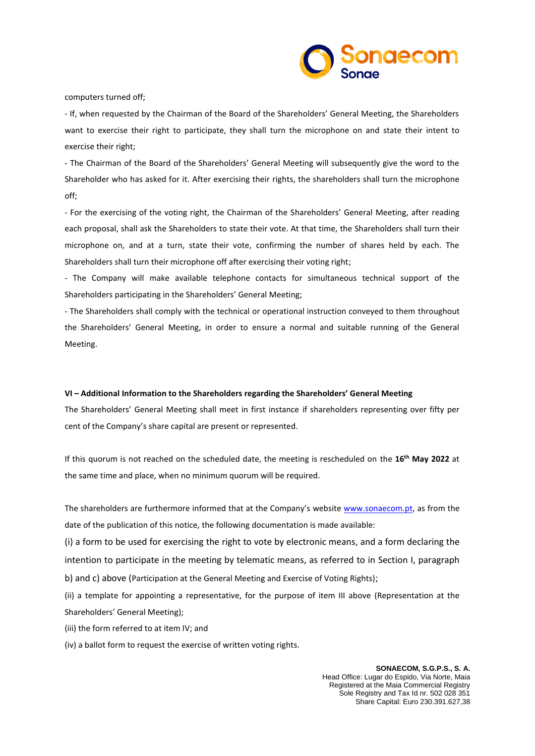computers turned off;

- If, when requested by the Chairman of the Board of the Shareholders' General Meeting, the Shareholders want to exercise their right to participate, they shall turn the microphone on and state their intent to exercise their right;

- The Chairman of the Board of the Shareholders' General Meeting will subsequently give the word to the Shareholder who has asked for it. After exercising their rights, the shareholders shall turn the microphone off;

- For the exercising of the voting right, the Chairman of the Shareholders' General Meeting, after reading each proposal, shall ask the Shareholders to state their vote. At that time, the Shareholders shall turn their microphone on, and at a turn, state their vote, confirming the number of shares held by each. The Shareholders shall turn their microphone off after exercising their voting right;

- The Company will make available telephone contacts for simultaneous technical support of the Shareholders participating in the Shareholders' General Meeting;

- The Shareholders shall comply with the technical or operational instruction conveyed to them throughout the Shareholders' General Meeting, in order to ensure a normal and suitable running of the General Meeting.

**VI – Additional Information to the Shareholders regarding the Shareholders' General Meeting**

The Shareholders' General Meeting shall meet in first instance if shareholders representing over fifty per cent of the Company's share capital are present or represented.

If this quorum is not reached on the scheduled date, the meeting is rescheduled on the **16th May 2022** at the same time and place, when no minimum quorum will be required.

The shareholders are furthermore informed that at the Company's website www.sonaecom.pt, as from the date of the publication of this notice, the following documentation is made available:

(i) a form to be used for exercising the right to vote by electronic means, and a form declaring the intention to participate in the meeting by telematic means, as referred to in Section I, paragraph b) and c) above (Participation at the General Meeting and Exercise of Voting Rights);

(ii) a template for appointing a representative, for the purpose of item III above (Representation at the Shareholders' General Meeting);

(iii) the form referred to at item IV; and

(iv) a ballot form to request the exercise of written voting rights.

**SONAECOM, S.G.P.S., S. A.**
Head Office: Lugar do Espido, Via Norte, Maia
Registered at the Maia Commercial Registry
Sole Registry and Tax Id nr. 502 028 351
Share Capital: Euro 230.391.627,38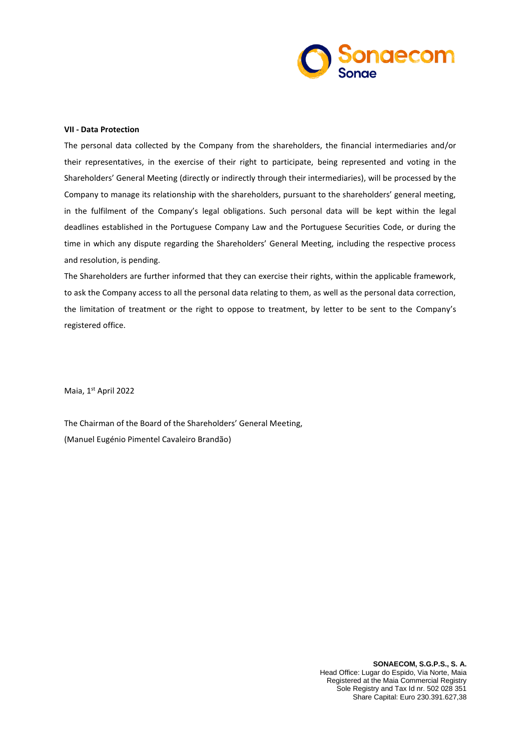**VII - Data Protection**

The personal data collected by the Company from the shareholders, the financial intermediaries and/or their representatives, in the exercise of their right to participate, being represented and voting in the Shareholders' General Meeting (directly or indirectly through their intermediaries), will be processed by the Company to manage its relationship with the shareholders, pursuant to the shareholders' general meeting, in the fulfilment of the Company's legal obligations. Such personal data will be kept within the legal deadlines established in the Portuguese Company Law and the Portuguese Securities Code, or during the time in which any dispute regarding the Shareholders' General Meeting, including the respective process and resolution, is pending.

The Shareholders are further informed that they can exercise their rights, within the applicable framework, to ask the Company access to all the personal data relating to them, as well as the personal data correction, the limitation of treatment or the right to oppose to treatment, by letter to be sent to the Company's registered office.

Maia, 1st April 2022

The Chairman of the Board of the Shareholders' General Meeting,
(Manuel Eugénio Pimentel Cavaleiro Brandão)

**SONAECOM, S.G.P.S., S. A.**
Head Office: Lugar do Espido, Via Norte, Maia
Registered at the Maia Commercial Registry
Sole Registry and Tax Id nr. 502 028 351
Share Capital: Euro 230.391.627,38